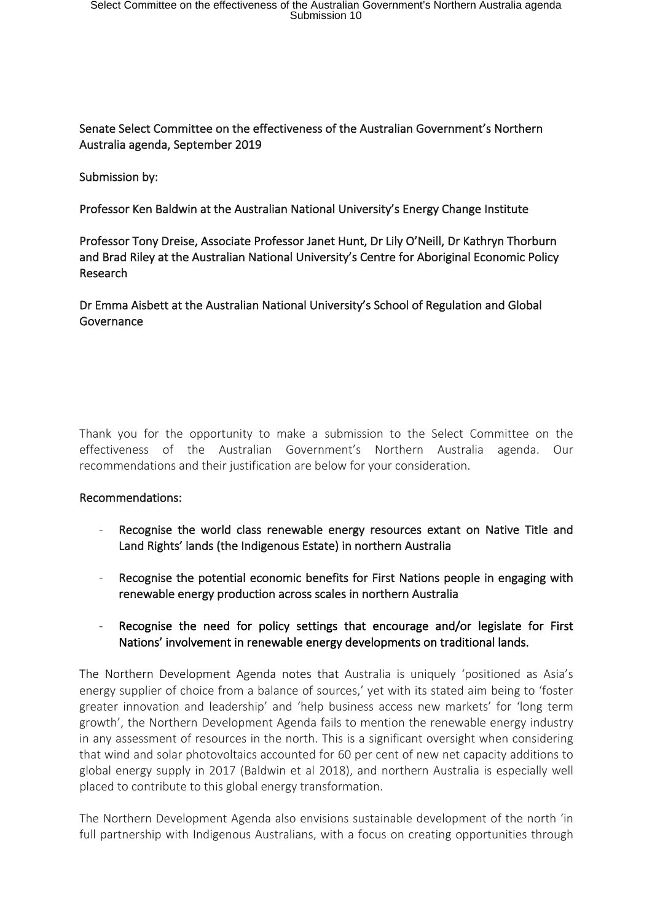Senate Select Committee on the effectiveness of the Australian Government's Northern Australia agenda, September 2019

Submission by:

Professor Ken Baldwin at the Australian National University's Energy Change Institute

Professor Tony Dreise, Associate Professor Janet Hunt, Dr Lily O'Neill, Dr Kathryn Thorburn and Brad Riley at the Australian National University's Centre for Aboriginal Economic Policy Research

Dr Emma Aisbett at the Australian National University's School of Regulation and Global Governance

Thank you for the opportunity to make a submission to the Select Committee on the effectiveness of the Australian Government's Northern Australia agenda. Our recommendations and their justification are below for your consideration.

## Recommendations:

- **Recognise the world class renewable energy resources extant on Native Title and Land Rights' lands (the Indigenous Estate) in northern Australia**
- **Recognise the potential economic benefits for First Nations people in engaging with renewable energy production across scales in northern Australia**
- **Recognise the need for policy settings that encourage and/or legislate for First Nations' involvement in renewable energy developments on traditional lands.**

The Northern Development Agenda notes that Australia is uniquely 'positioned as Asia's energy supplier of choice from a balance of sources,' yet with its stated aim being to 'foster greater innovation and leadership' and 'help business access new markets' for 'long term growth', the Northern Development Agenda fails to mention the renewable energy industry in any assessment of resources in the north. This is a significant oversight when considering that wind and solar photovoltaics accounted for 60 per cent of new net capacity additions to global energy supply in 2017 (Baldwin et al 2018), and northern Australia is especially well placed to contribute to this global energy transformation.

The Northern Development Agenda also envisions sustainable development of the north 'in full partnership with Indigenous Australians, with a focus on creating opportunities through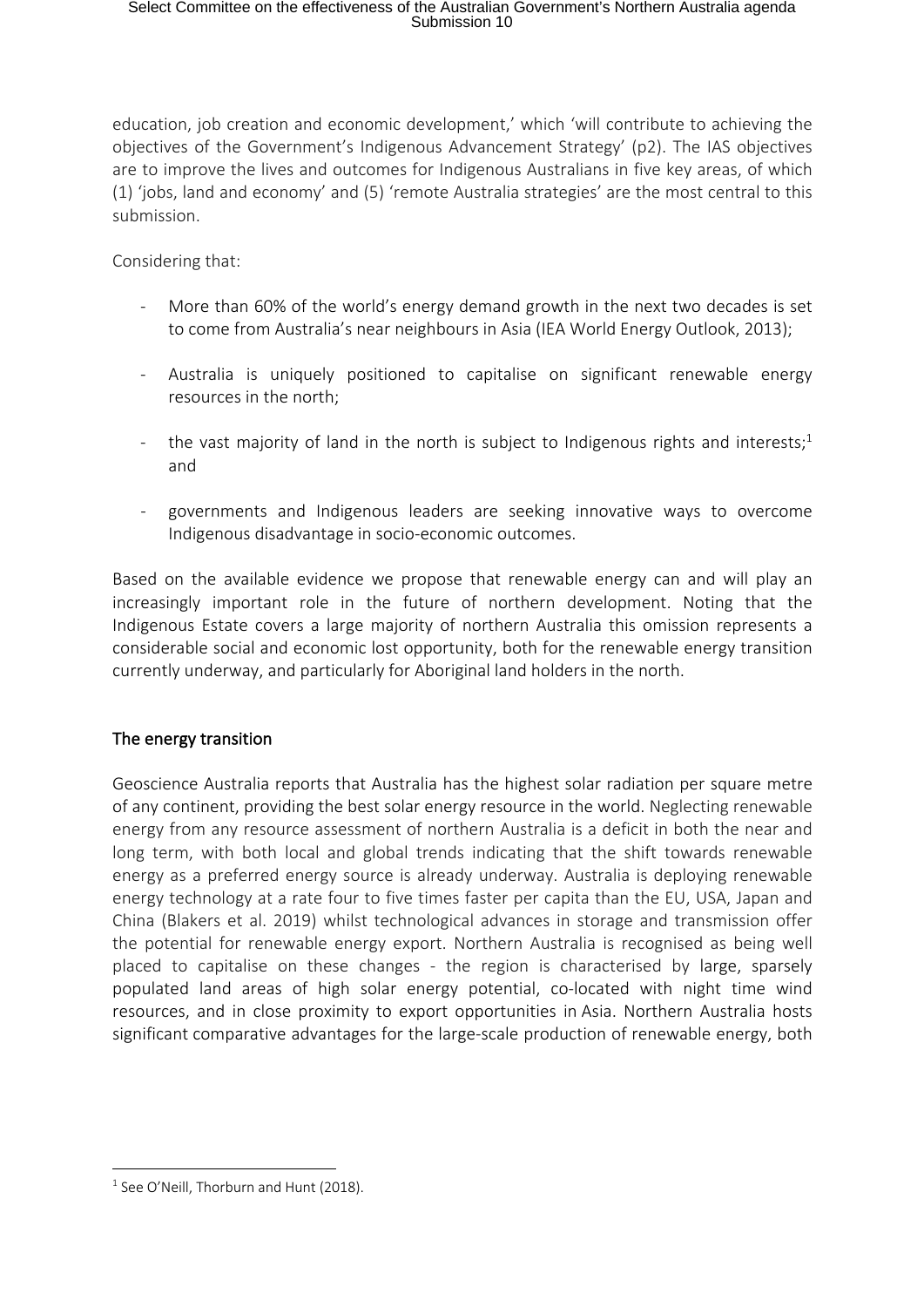education, job creation and economic development,' which 'will contribute to achieving the objectives of the Government's Indigenous Advancement Strategy' (p2). The IAS objectives are to improve the lives and outcomes for Indigenous Australians in five key areas, of which (1) 'jobs, land and economy' and (5) 'remote Australia strategies' are the most central to this submission.

Considering that:

- More than 60% of the world's energy demand growth in the next two decades is set to come from Australia's near neighbours in Asia (IEA World Energy Outlook, 2013);
- Australia is uniquely positioned to capitalise on significant renewable energy resources in the north;
- the vast majority of land in the north is subject to Indigenous rights and interests;[1] and
- governments and Indigenous leaders are seeking innovative ways to overcome Indigenous disadvantage in socio-economic outcomes.

Based on the available evidence we propose that renewable energy can and will play an increasingly important role in the future of northern development. Noting that the Indigenous Estate covers a large majority of northern Australia this omission represents a considerable social and economic lost opportunity, both for the renewable energy transition currently underway, and particularly for Aboriginal land holders in the north.

## The energy transition

Geoscience Australia reports that Australia has the highest solar radiation per square metre of any continent, providing the best solar energy resource in the world. Neglecting renewable energy from any resource assessment of northern Australia is a deficit in both the near and long term, with both local and global trends indicating that the shift towards renewable energy as a preferred energy source is already underway. Australia is deploying renewable energy technology at a rate four to five times faster per capita than the EU, USA, Japan and China (Blakers et al. 2019) whilst technological advances in storage and transmission offer the potential for renewable energy export. Northern Australia is recognised as being well placed to capitalise on these changes - the region is characterised by large, sparsely populated land areas of high solar energy potential, co-located with night time wind resources, and in close proximity to export opportunities in Asia. Northern Australia hosts significant comparative advantages for the large-scale production of renewable energy, both

[1] See O'Neill, Thorburn and Hunt (2018).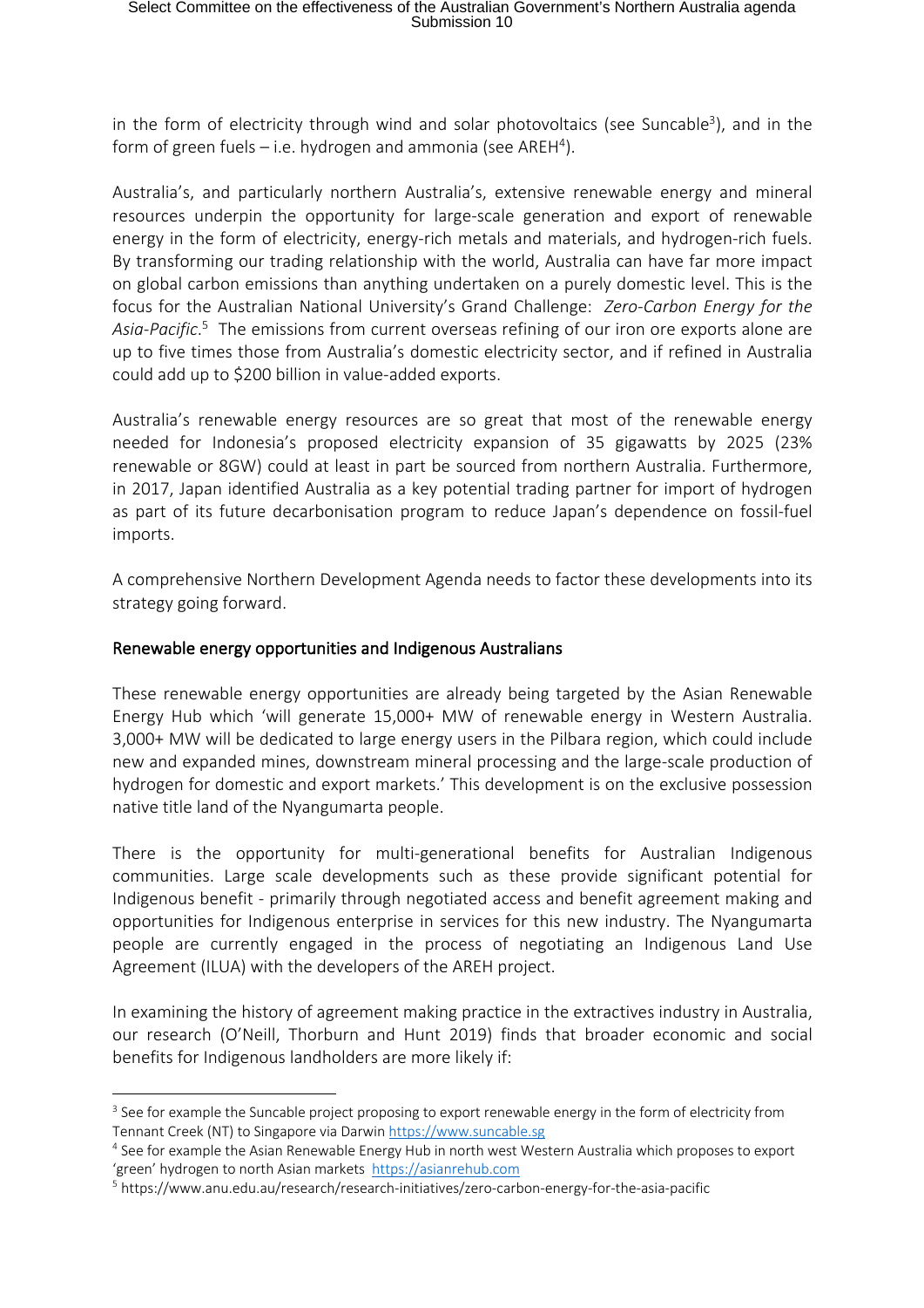in the form of electricity through wind and solar photovoltaics (see Suncable[3]), and in the form of green fuels – i.e. hydrogen and ammonia (see AREH[4]).

Australia's, and particularly northern Australia's, extensive renewable energy and mineral resources underpin the opportunity for large-scale generation and export of renewable energy in the form of electricity, energy-rich metals and materials, and hydrogen-rich fuels. By transforming our trading relationship with the world, Australia can have far more impact on global carbon emissions than anything undertaken on a purely domestic level. This is the focus for the Australian National University's Grand Challenge: *Zero-Carbon Energy for the Asia-Pacific*.[5] The emissions from current overseas refining of our iron ore exports alone are up to five times those from Australia's domestic electricity sector, and if refined in Australia could add up to $200 billion in value-added exports.

Australia's renewable energy resources are so great that most of the renewable energy needed for Indonesia's proposed electricity expansion of 35 gigawatts by 2025 (23% renewable or 8GW) could at least in part be sourced from northern Australia. Furthermore, in 2017, Japan identified Australia as a key potential trading partner for import of hydrogen as part of its future decarbonisation program to reduce Japan's dependence on fossil-fuel imports.

A comprehensive Northern Development Agenda needs to factor these developments into its strategy going forward.

## Renewable energy opportunities and Indigenous Australians

These renewable energy opportunities are already being targeted by the Asian Renewable Energy Hub which 'will generate 15,000+ MW of renewable energy in Western Australia. 3,000+ MW will be dedicated to large energy users in the Pilbara region, which could include new and expanded mines, downstream mineral processing and the large-scale production of hydrogen for domestic and export markets.' This development is on the exclusive possession native title land of the Nyangumarta people.

There is the opportunity for multi-generational benefits for Australian Indigenous communities. Large scale developments such as these provide significant potential for Indigenous benefit - primarily through negotiated access and benefit agreement making and opportunities for Indigenous enterprise in services for this new industry. The Nyangumarta people are currently engaged in the process of negotiating an Indigenous Land Use Agreement (ILUA) with the developers of the AREH project.

In examining the history of agreement making practice in the extractives industry in Australia, our research (O'Neill, Thorburn and Hunt 2019) finds that broader economic and social benefits for Indigenous landholders are more likely if:

---

[3] See for example the Suncable project proposing to export renewable energy in the form of electricity from Tennant Creek (NT) to Singapore via Darwin https://www.suncable.sg

[4] See for example the Asian Renewable Energy Hub in north west Western Australia which proposes to export 'green' hydrogen to north Asian markets https://asianrehub.com

[5] https://www.anu.edu.au/research/research-initiatives/zero-carbon-energy-for-the-asia-pacific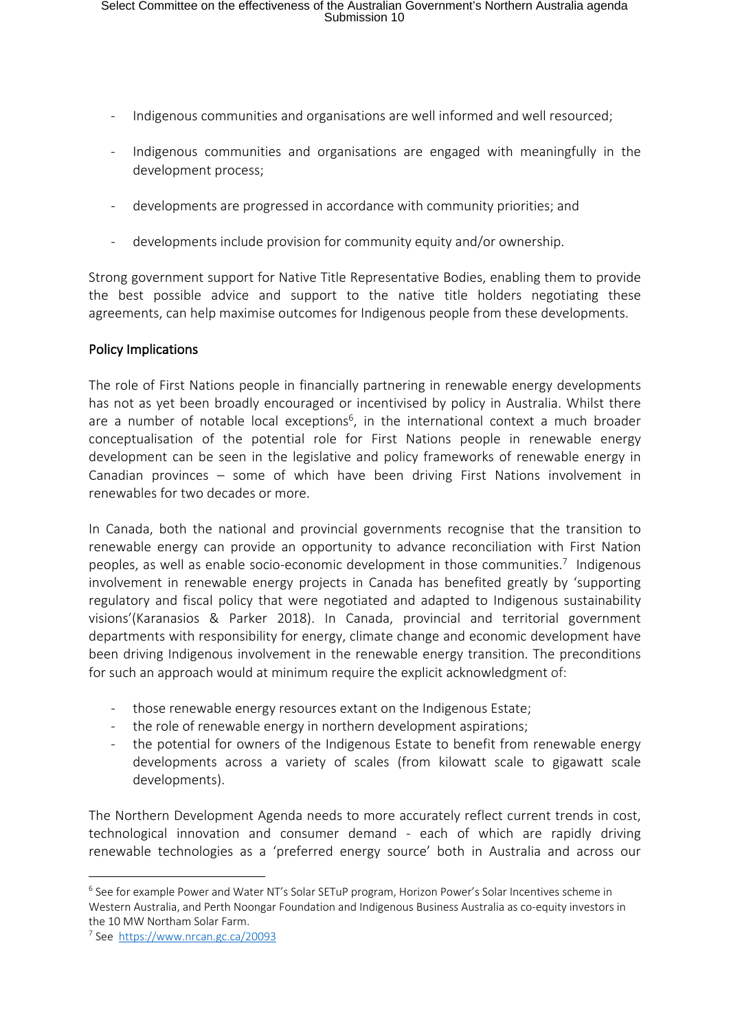- Indigenous communities and organisations are well informed and well resourced;
- Indigenous communities and organisations are engaged with meaningfully in the development process;
- developments are progressed in accordance with community priorities; and
- developments include provision for community equity and/or ownership.

Strong government support for Native Title Representative Bodies, enabling them to provide the best possible advice and support to the native title holders negotiating these agreements, can help maximise outcomes for Indigenous people from these developments.

## Policy Implications

The role of First Nations people in financially partnering in renewable energy developments has not as yet been broadly encouraged or incentivised by policy in Australia. Whilst there are a number of notable local exceptions[6], in the international context a much broader conceptualisation of the potential role for First Nations people in renewable energy development can be seen in the legislative and policy frameworks of renewable energy in Canadian provinces – some of which have been driving First Nations involvement in renewables for two decades or more.

In Canada, both the national and provincial governments recognise that the transition to renewable energy can provide an opportunity to advance reconciliation with First Nation peoples, as well as enable socio-economic development in those communities.[7] Indigenous involvement in renewable energy projects in Canada has benefited greatly by 'supporting regulatory and fiscal policy that were negotiated and adapted to Indigenous sustainability visions'(Karanasios & Parker 2018). In Canada, provincial and territorial government departments with responsibility for energy, climate change and economic development have been driving Indigenous involvement in the renewable energy transition. The preconditions for such an approach would at minimum require the explicit acknowledgment of:

- those renewable energy resources extant on the Indigenous Estate;
- the role of renewable energy in northern development aspirations;
- the potential for owners of the Indigenous Estate to benefit from renewable energy developments across a variety of scales (from kilowatt scale to gigawatt scale developments).

The Northern Development Agenda needs to more accurately reflect current trends in cost, technological innovation and consumer demand - each of which are rapidly driving renewable technologies as a 'preferred energy source' both in Australia and across our

---

[6] See for example Power and Water NT's Solar SETuP program, Horizon Power's Solar Incentives scheme in Western Australia, and Perth Noongar Foundation and Indigenous Business Australia as co-equity investors in the 10 MW Northam Solar Farm.

[7] See https://www.nrcan.gc.ca/20093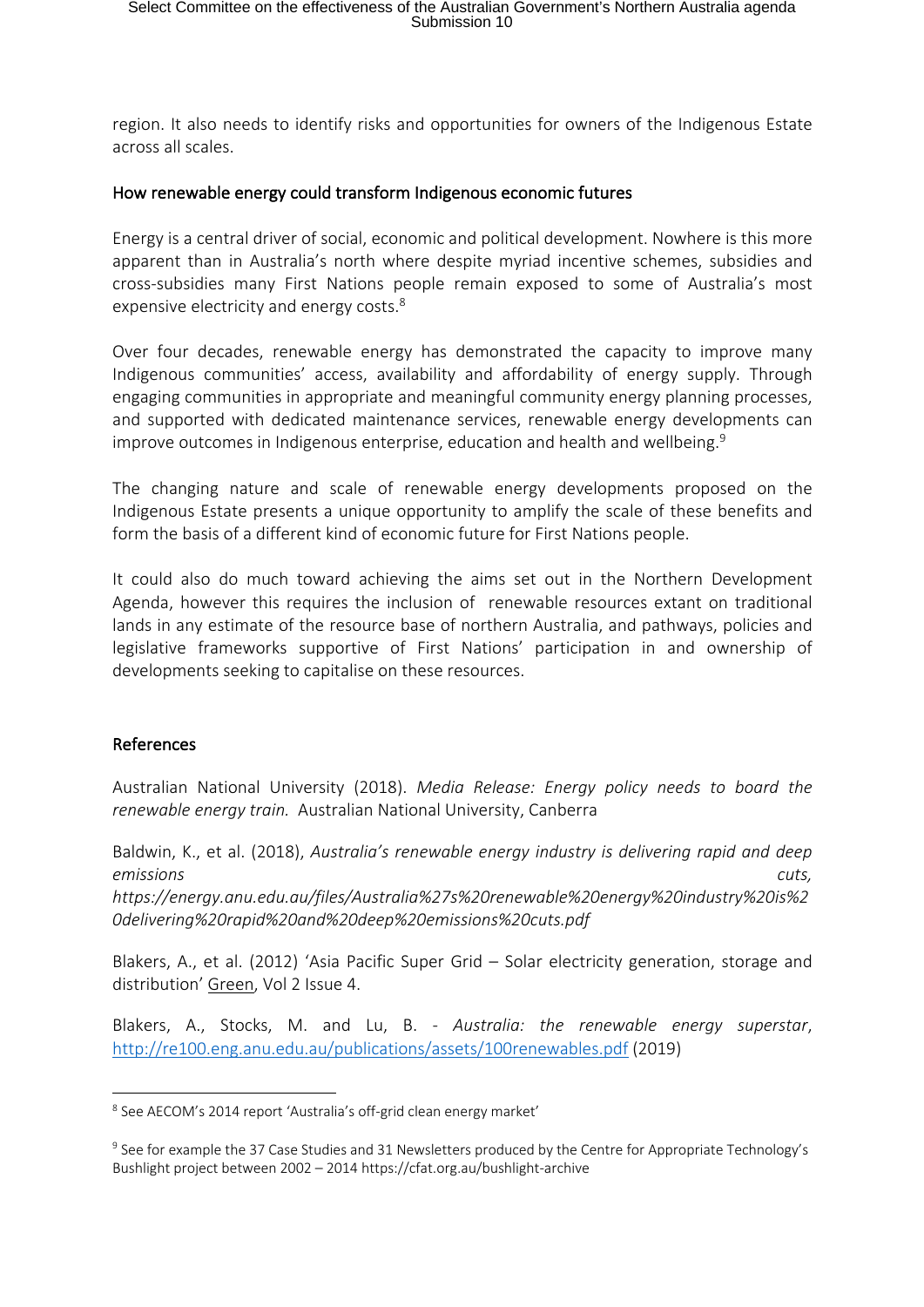region. It also needs to identify risks and opportunities for owners of the Indigenous Estate across all scales.

## How renewable energy could transform Indigenous economic futures

Energy is a central driver of social, economic and political development. Nowhere is this more apparent than in Australia's north where despite myriad incentive schemes, subsidies and cross-subsidies many First Nations people remain exposed to some of Australia's most expensive electricity and energy costs.[8]

Over four decades, renewable energy has demonstrated the capacity to improve many Indigenous communities' access, availability and affordability of energy supply. Through engaging communities in appropriate and meaningful community energy planning processes, and supported with dedicated maintenance services, renewable energy developments can improve outcomes in Indigenous enterprise, education and health and wellbeing.[9]

The changing nature and scale of renewable energy developments proposed on the Indigenous Estate presents a unique opportunity to amplify the scale of these benefits and form the basis of a different kind of economic future for First Nations people.

It could also do much toward achieving the aims set out in the Northern Development Agenda, however this requires the inclusion of renewable resources extant on traditional lands in any estimate of the resource base of northern Australia, and pathways, policies and legislative frameworks supportive of First Nations' participation in and ownership of developments seeking to capitalise on these resources.

## References

Australian National University (2018). *Media Release: Energy policy needs to board the renewable energy train.* Australian National University, Canberra

Baldwin, K., et al. (2018), *Australia's renewable energy industry is delivering rapid and deep emissions cuts, https://energy.anu.edu.au/files/Australia%27s%20renewable%20energy%20industry%20is%20delivering%20rapid%20and%20deep%20emissions%20cuts.pdf*

Blakers, A., et al. (2012) 'Asia Pacific Super Grid – Solar electricity generation, storage and distribution' Green, Vol 2 Issue 4.

Blakers, A., Stocks, M. and Lu, B. - *Australia: the renewable energy superstar*, http://re100.eng.anu.edu.au/publications/assets/100renewables.pdf (2019)

---

[8] See AECOM's 2014 report 'Australia's off-grid clean energy market'

[9] See for example the 37 Case Studies and 31 Newsletters produced by the Centre for Appropriate Technology's Bushlight project between 2002 – 2014 https://cfat.org.au/bushlight-archive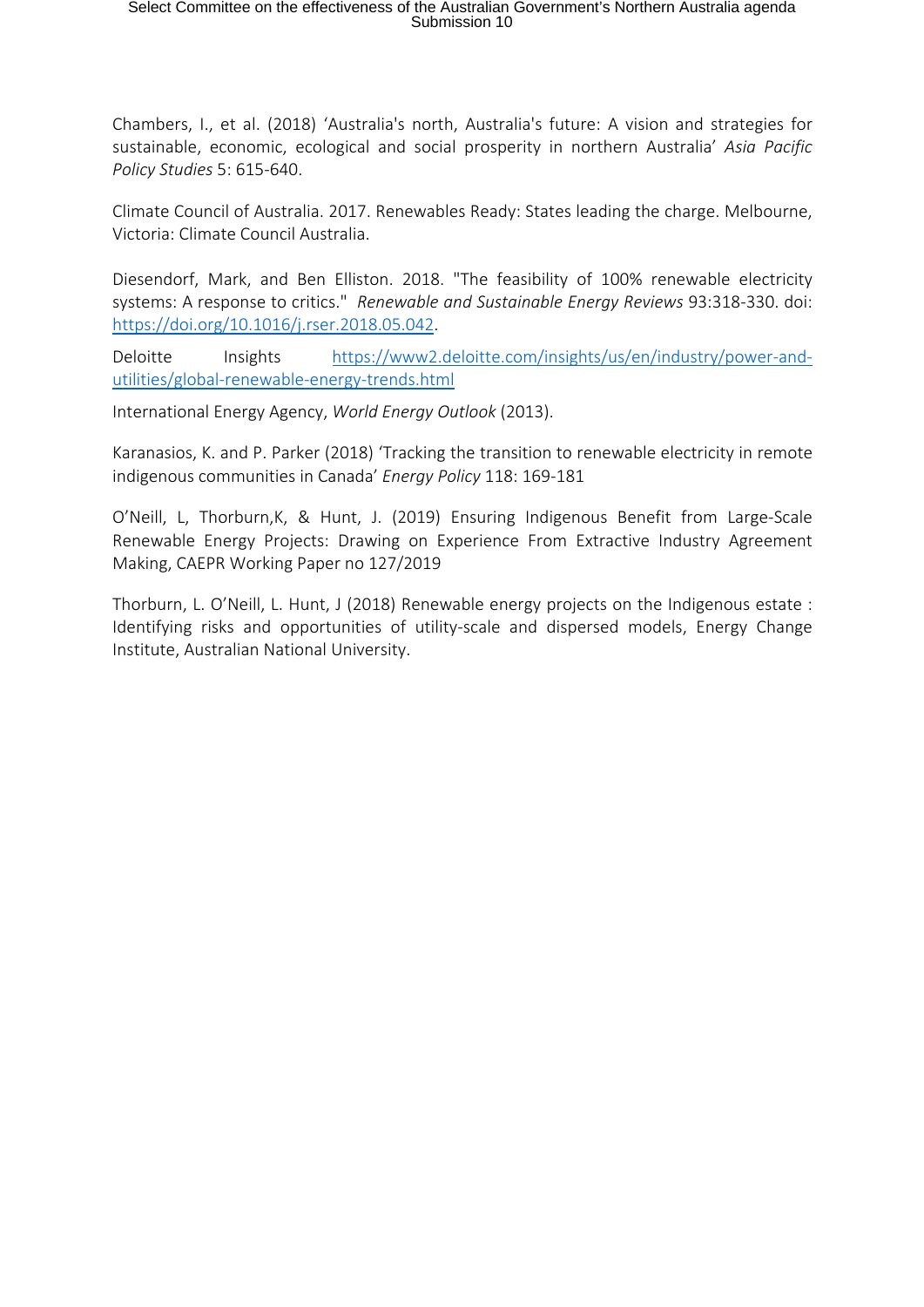Chambers, I., et al. (2018) 'Australia's north, Australia's future: A vision and strategies for sustainable, economic, ecological and social prosperity in northern Australia' *Asia Pacific Policy Studies* 5: 615-640.

Climate Council of Australia. 2017. Renewables Ready: States leading the charge. Melbourne, Victoria: Climate Council Australia.

Diesendorf, Mark, and Ben Elliston. 2018. "The feasibility of 100% renewable electricity systems: A response to critics." *Renewable and Sustainable Energy Reviews* 93:318-330. doi: https://doi.org/10.1016/j.rser.2018.05.042.

Deloitte Insights https://www2.deloitte.com/insights/us/en/industry/power-and-utilities/global-renewable-energy-trends.html

International Energy Agency, *World Energy Outlook* (2013).

Karanasios, K. and P. Parker (2018) 'Tracking the transition to renewable electricity in remote indigenous communities in Canada' *Energy Policy* 118: 169-181

O'Neill, L, Thorburn,K, & Hunt, J. (2019) Ensuring Indigenous Benefit from Large-Scale Renewable Energy Projects: Drawing on Experience From Extractive Industry Agreement Making, CAEPR Working Paper no 127/2019

Thorburn, L. O'Neill, L. Hunt, J (2018) Renewable energy projects on the Indigenous estate : Identifying risks and opportunities of utility-scale and dispersed models, Energy Change Institute, Australian National University.